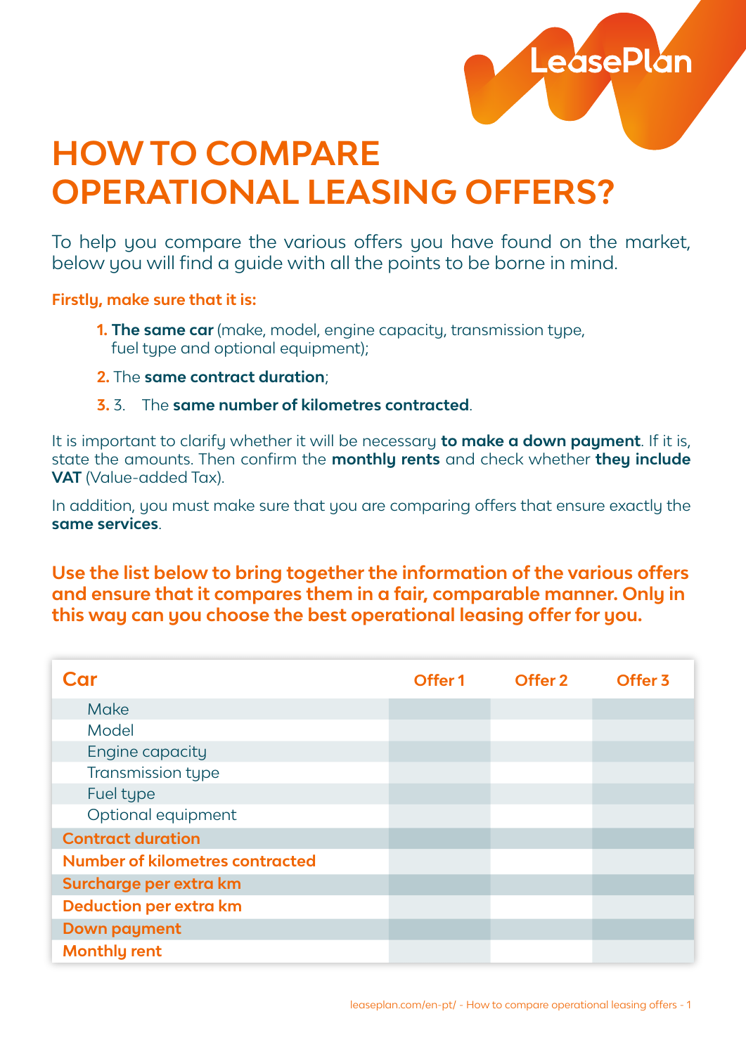LeasePlan

# HOW TO COMPARE OPERATIONAL LEASING OFFERS?

To help you compare the various offers you have found on the market, below you will find a guide with all the points to be borne in mind.

**Firstly, make sure that it is:**

1. **The same car** (make, model, engine capacity, transmission type, fuel type and optional equipment);
2. The **same contract duration**;
3. 3. The **same number of kilometres contracted**.

It is important to clarify whether it will be necessary **to make a down payment**. If it is, state the amounts. Then confirm the **monthly rents** and check whether **they include VAT** (Value-added Tax).

In addition, you must make sure that you are comparing offers that ensure exactly the **same services**.

**Use the list below to bring together the information of the various offers and ensure that it compares them in a fair, comparable manner. Only in this way can you choose the best operational leasing offer for you.**

| Car | Offer 1 | Offer 2 | Offer 3 |
|---|---|---|---|
| Make | | | |
| Model | | | |
| Engine capacity | | | |
| Transmission type | | | |
| Fuel type | | | |
| Optional equipment | | | |
| **Contract duration** | | | |
| **Number of kilometres contracted** | | | |
| **Surcharge per extra km** | | | |
| **Deduction per extra km** | | | |
| **Down payment** | | | |
| **Monthly rent** | | | |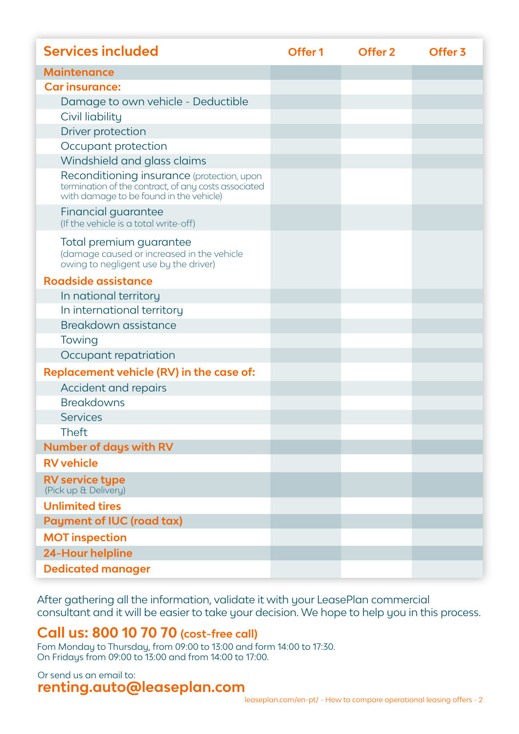| Services included | Offer 1 | Offer 2 | Offer 3 |
|---|---|---|---|
| **Maintenance** | | | |
| **Car insurance:** | | | |
| Damage to own vehicle - Deductible | | | |
| Civil liability | | | |
| Driver protection | | | |
| Occupant protection | | | |
| Windshield and glass claims | | | |
| Reconditioning insurance (protection, upon termination of the contract, of any costs associated with damage to be found in the vehicle) | | | |
| Financial guarantee (If the vehicle is a total write-off) | | | |
| Total premium guarantee (damage caused or increased in the vehicle owing to negligent use by the driver) | | | |
| **Roadside assistance** | | | |
| In national territory | | | |
| In international territory | | | |
| Breakdown assistance | | | |
| Towing | | | |
| Occupant repatriation | | | |
| **Replacement vehicle (RV) in the case of:** | | | |
| Accident and repairs | | | |
| Breakdowns | | | |
| Services | | | |
| Theft | | | |
| **Number of days with RV** | | | |
| **RV vehicle** | | | |
| **RV service type** (Pick up & Delivery) | | | |
| **Unlimited tires** | | | |
| **Payment of IUC (road tax)** | | | |
| **MOT inspection** | | | |
| **24-Hour helpline** | | | |
| **Dedicated manager** | | | |

After gathering all the information, validate it with your LeasePlan commercial consultant and it will be easier to take your decision. We hope to help you in this process.

## Call us: 800 10 70 70 (cost-free call)

Fom Monday to Thursday, from 09:00 to 13:00 and form 14:00 to 17:30.
On Fridays from 09:00 to 13:00 and from 14:00 to 17:00.

Or send us an email to:
**renting.auto@leaseplan.com**